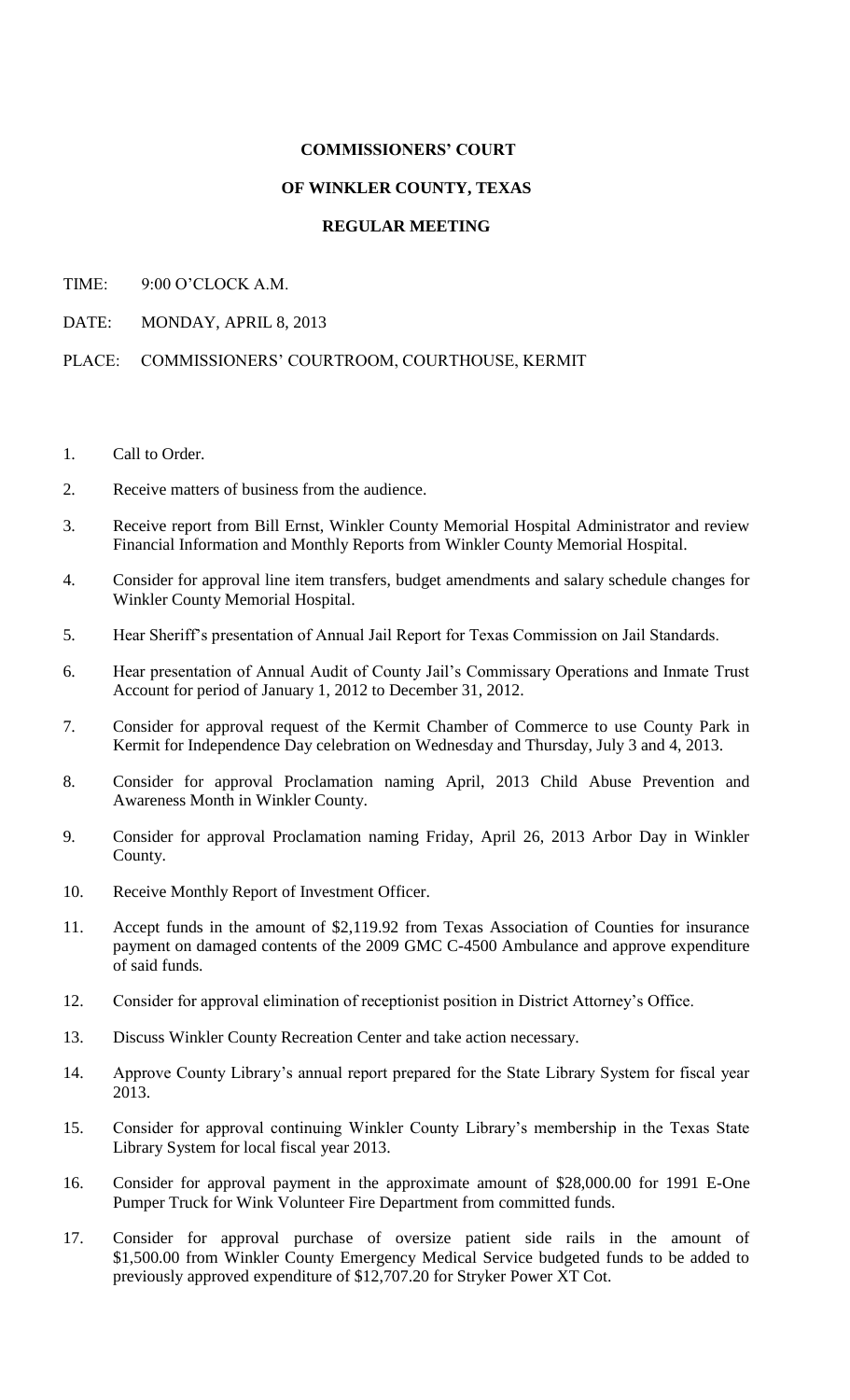**COMMISSIONERS' COURT**

**OF WINKLER COUNTY, TEXAS**

**REGULAR MEETING**

TIME: 9:00 O'CLOCK A.M.

DATE: MONDAY, APRIL 8, 2013

PLACE: COMMISSIONERS' COURTROOM, COURTHOUSE, KERMIT

1. Call to Order.
2. Receive matters of business from the audience.
3. Receive report from Bill Ernst, Winkler County Memorial Hospital Administrator and review Financial Information and Monthly Reports from Winkler County Memorial Hospital.
4. Consider for approval line item transfers, budget amendments and salary schedule changes for Winkler County Memorial Hospital.
5. Hear Sheriff's presentation of Annual Jail Report for Texas Commission on Jail Standards.
6. Hear presentation of Annual Audit of County Jail's Commissary Operations and Inmate Trust Account for period of January 1, 2012 to December 31, 2012.
7. Consider for approval request of the Kermit Chamber of Commerce to use County Park in Kermit for Independence Day celebration on Wednesday and Thursday, July 3 and 4, 2013.
8. Consider for approval Proclamation naming April, 2013 Child Abuse Prevention and Awareness Month in Winkler County.
9. Consider for approval Proclamation naming Friday, April 26, 2013 Arbor Day in Winkler County.
10. Receive Monthly Report of Investment Officer.
11. Accept funds in the amount of $2,119.92 from Texas Association of Counties for insurance payment on damaged contents of the 2009 GMC C-4500 Ambulance and approve expenditure of said funds.
12. Consider for approval elimination of receptionist position in District Attorney's Office.
13. Discuss Winkler County Recreation Center and take action necessary.
14. Approve County Library's annual report prepared for the State Library System for fiscal year 2013.
15. Consider for approval continuing Winkler County Library's membership in the Texas State Library System for local fiscal year 2013.
16. Consider for approval payment in the approximate amount of $28,000.00 for 1991 E-One Pumper Truck for Wink Volunteer Fire Department from committed funds.
17. Consider for approval purchase of oversize patient side rails in the amount of $1,500.00 from Winkler County Emergency Medical Service budgeted funds to be added to previously approved expenditure of $12,707.20 for Stryker Power XT Cot.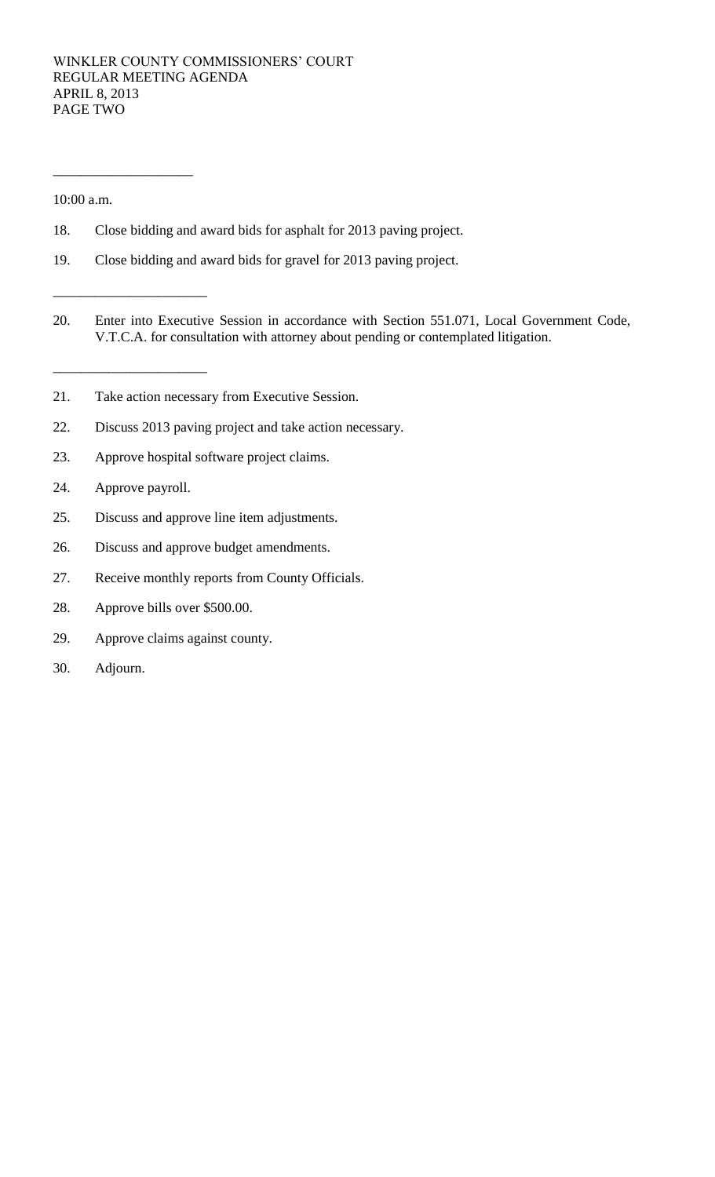10:00 a.m.

18. Close bidding and award bids for asphalt for 2013 paving project.

19. Close bidding and award bids for gravel for 2013 paving project.

---

20. Enter into Executive Session in accordance with Section 551.071, Local Government Code, V.T.C.A. for consultation with attorney about pending or contemplated litigation.

---

21. Take action necessary from Executive Session.

22. Discuss 2013 paving project and take action necessary.

23. Approve hospital software project claims.

24. Approve payroll.

25. Discuss and approve line item adjustments.

26. Discuss and approve budget amendments.

27. Receive monthly reports from County Officials.

28. Approve bills over $500.00.

29. Approve claims against county.

30. Adjourn.